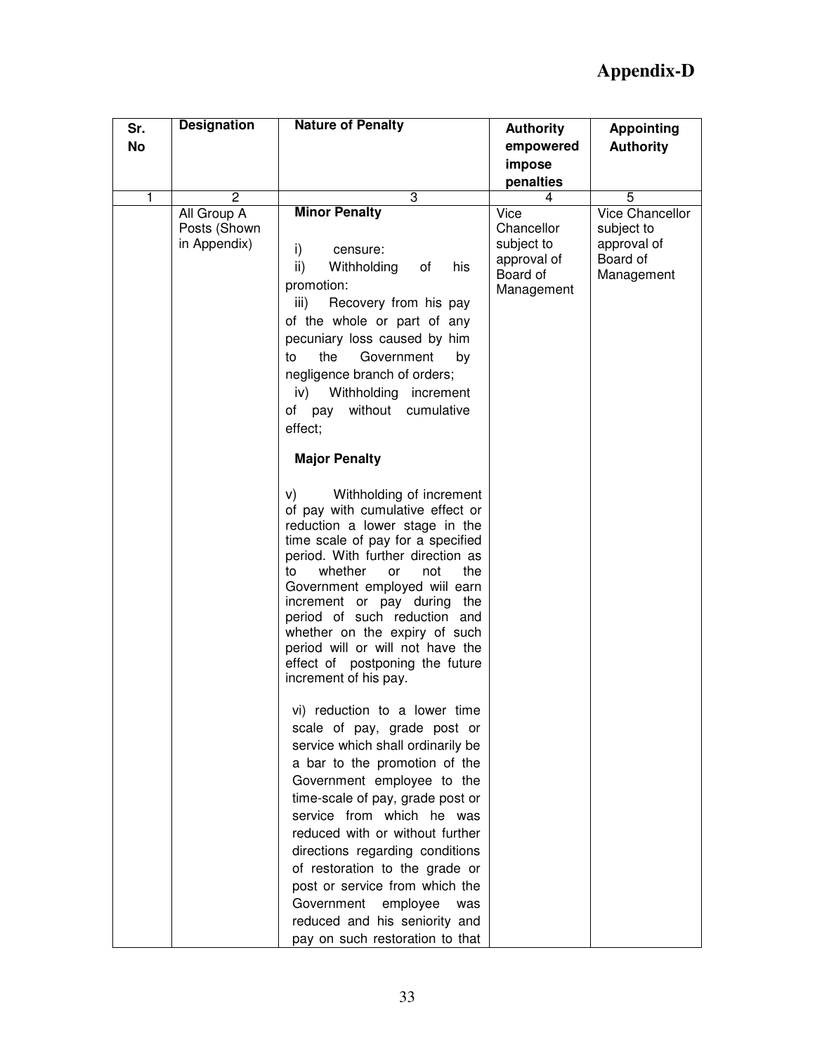# Appendix-D

| Sr. No | Designation | Nature of Penalty | Authority empowered impose penalties | Appointing Authority |
|---|---|---|---|---|
| 1 | 2 | 3 | 4 | 5 |
| | All Group A Posts (Shown in Appendix) | **Minor Penalty**<br><br>i) censure:<br>ii) Withholding of his promotion:<br>iii) Recovery from his pay of the whole or part of any pecuniary loss caused by him to the Government by negligence branch of orders;<br>iv) Withholding increment of pay without cumulative effect;<br><br>**Major Penalty**<br><br>v) Withholding of increment of pay with cumulative effect or reduction a lower stage in the time scale of pay for a specified period. With further direction as to whether or not the Government employed wiil earn increment or pay during the period of such reduction and whether on the expiry of such period will or will not have the effect of postponing the future increment of his pay.<br><br>vi) reduction to a lower time scale of pay, grade post or service which shall ordinarily be a bar to the promotion of the Government employee to the time-scale of pay, grade post or service from which he was reduced with or without further directions regarding conditions of restoration to the grade or post or service from which the Government employee was reduced and his seniority and pay on such restoration to that | Vice Chancellor subject to approval of Board of Management | Vice Chancellor subject to approval of Board of Management |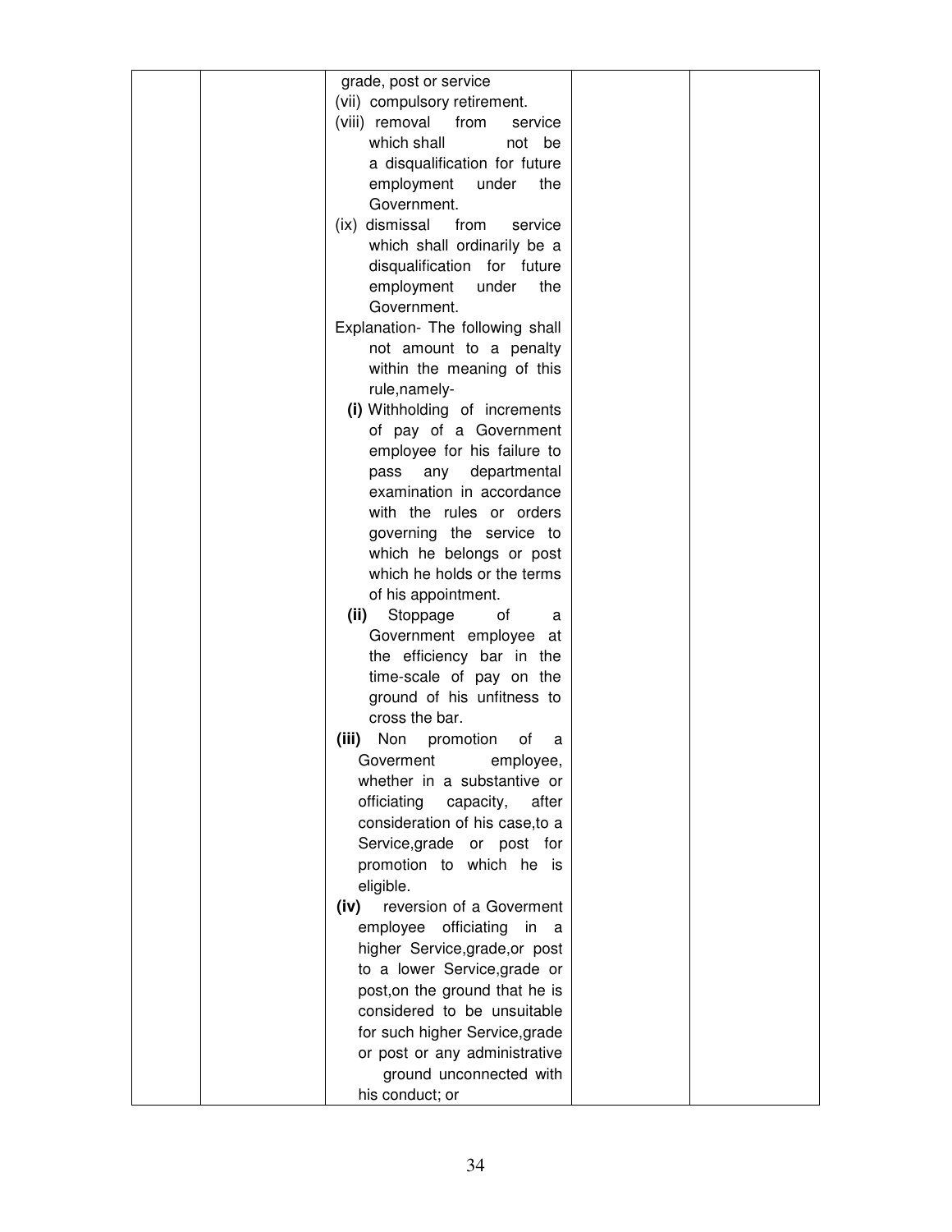| | | | | |
|---|---|---|---|---|
| | | grade, post or service<br>(vii) compulsory retirement.<br>(viii) removal from service which shall not be a disqualification for future employment under the Government.<br>(ix) dismissal from service which shall ordinarily be a disqualification for future employment under the Government.<br>Explanation- The following shall not amount to a penalty within the meaning of this rule,namely-<br>**(i)** Withholding of increments of pay of a Government employee for his failure to pass any departmental examination in accordance with the rules or orders governing the service to which he belongs or post which he holds or the terms of his appointment.<br>**(ii)** Stoppage of a Government employee at the efficiency bar in the time-scale of pay on the ground of his unfitness to cross the bar.<br>**(iii)** Non promotion of a Goverment employee, whether in a substantive or officiating capacity, after consideration of his case,to a Service,grade or post for promotion to which he is eligible.<br>**(iv)** reversion of a Goverment employee officiating in a higher Service,grade,or post to a lower Service,grade or post,on the ground that he is considered to be unsuitable for such higher Service,grade or post or any administrative ground unconnected with his conduct; or | | |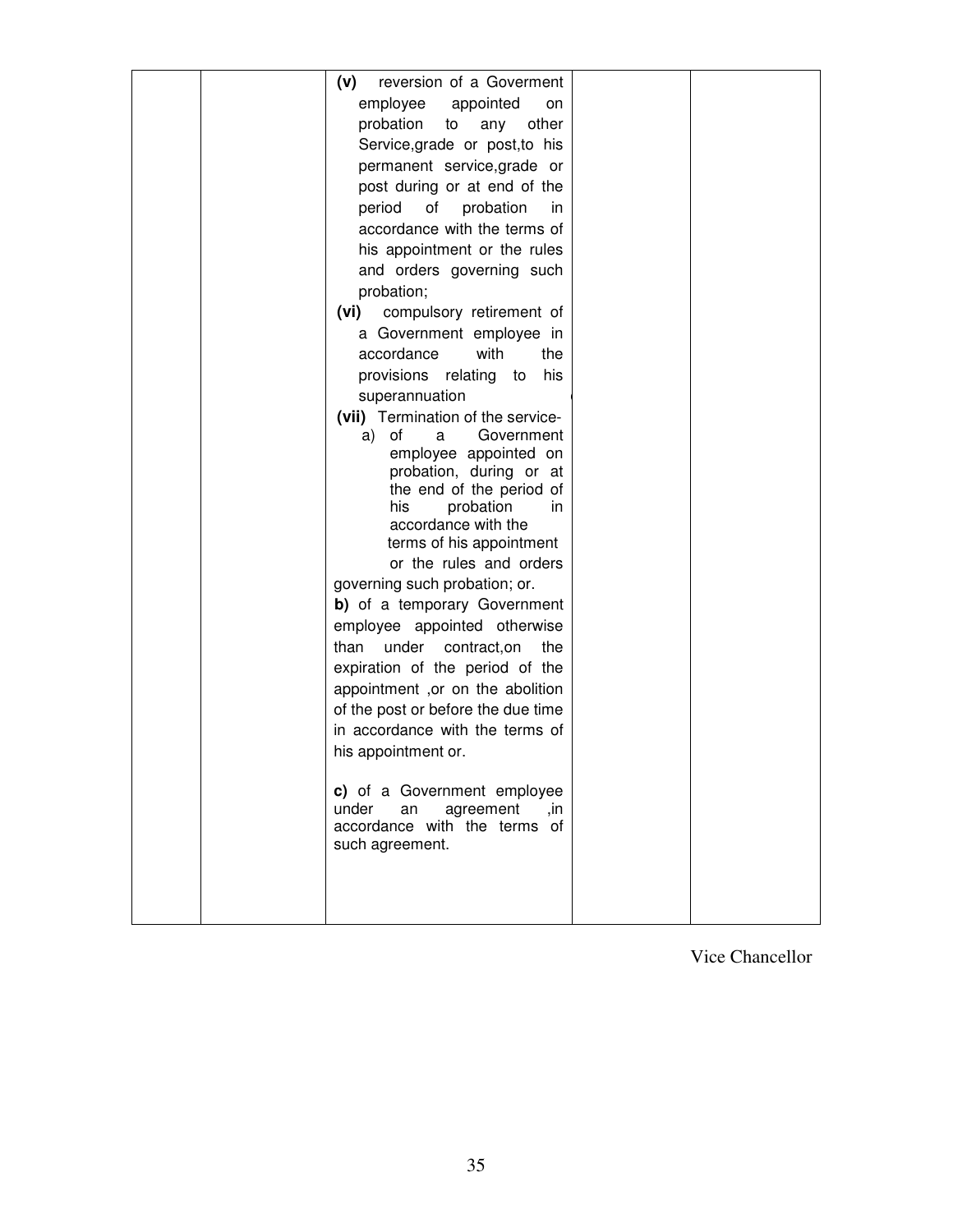| | | | | |
|---|---|---|---|---|
| | | **(v)** reversion of a Goverment employee appointed on probation to any other Service,grade or post,to his permanent service,grade or post during or at end of the period of probation in accordance with the terms of his appointment or the rules and orders governing such probation;<br>**(vi)** compulsory retirement of a Government employee in accordance with the provisions relating to his superannuation<br>**(vii)** Termination of the service-<br>a) of a Government employee appointed on probation, during or at the end of the period of his probation in accordance with the terms of his appointment or the rules and orders governing such probation; or.<br>**b)** of a temporary Government employee appointed otherwise than under contract,on the expiration of the period of the appointment ,or on the abolition of the post or before the due time in accordance with the terms of his appointment or.<br>**c)** of a Government employee under an agreement ,in accordance with the terms of such agreement. | | |

Vice Chancellor